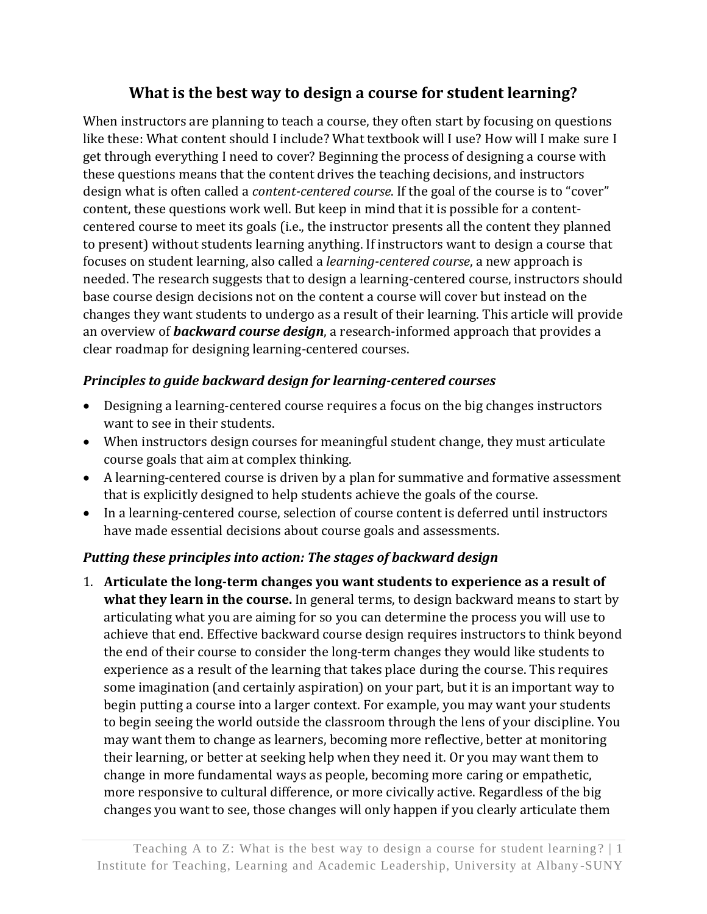# What is the best way to design a course for student learning?

When instructors are planning to teach a course, they often start by focusing on questions like these: What content should I include? What textbook will I use? How will I make sure I get through everything I need to cover? Beginning the process of designing a course with these questions means that the content drives the teaching decisions, and instructors design what is often called a *content-centered course*. If the goal of the course is to "cover" content, these questions work well. But keep in mind that it is possible for a content-centered course to meet its goals (i.e., the instructor presents all the content they planned to present) without students learning anything. If instructors want to design a course that focuses on student learning, also called a *learning-centered course*, a new approach is needed. The research suggests that to design a learning-centered course, instructors should base course design decisions not on the content a course will cover but instead on the changes they want students to undergo as a result of their learning. This article will provide an overview of ***backward course design***, a research-informed approach that provides a clear roadmap for designing learning-centered courses.

### *Principles to guide backward design for learning-centered courses*

- Designing a learning-centered course requires a focus on the big changes instructors want to see in their students.
- When instructors design courses for meaningful student change, they must articulate course goals that aim at complex thinking.
- A learning-centered course is driven by a plan for summative and formative assessment that is explicitly designed to help students achieve the goals of the course.
- In a learning-centered course, selection of course content is deferred until instructors have made essential decisions about course goals and assessments.

### *Putting these principles into action: The stages of backward design*

1. **Articulate the long-term changes you want students to experience as a result of what they learn in the course.** In general terms, to design backward means to start by articulating what you are aiming for so you can determine the process you will use to achieve that end. Effective backward course design requires instructors to think beyond the end of their course to consider the long-term changes they would like students to experience as a result of the learning that takes place during the course. This requires some imagination (and certainly aspiration) on your part, but it is an important way to begin putting a course into a larger context. For example, you may want your students to begin seeing the world outside the classroom through the lens of your discipline. You may want them to change as learners, becoming more reflective, better at monitoring their learning, or better at seeking help when they need it. Or you may want them to change in more fundamental ways as people, becoming more caring or empathetic, more responsive to cultural difference, or more civically active. Regardless of the big changes you want to see, those changes will only happen if you clearly articulate them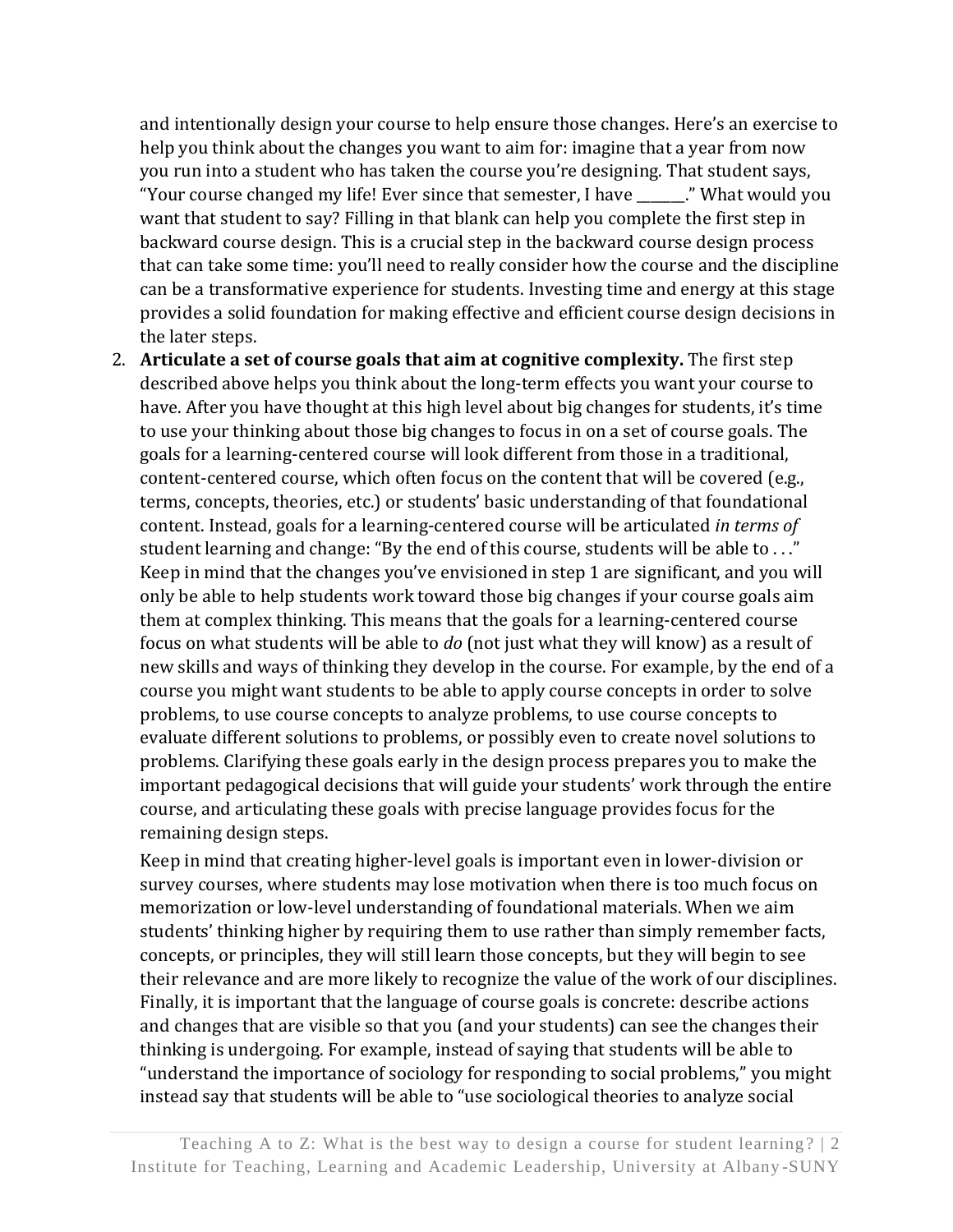and intentionally design your course to help ensure those changes. Here's an exercise to help you think about the changes you want to aim for: imagine that a year from now you run into a student who has taken the course you're designing. That student says, "Your course changed my life! Ever since that semester, I have _______." What would you want that student to say? Filling in that blank can help you complete the first step in backward course design. This is a crucial step in the backward course design process that can take some time: you'll need to really consider how the course and the discipline can be a transformative experience for students. Investing time and energy at this stage provides a solid foundation for making effective and efficient course design decisions in the later steps.

2. **Articulate a set of course goals that aim at cognitive complexity.** The first step described above helps you think about the long-term effects you want your course to have. After you have thought at this high level about big changes for students, it's time to use your thinking about those big changes to focus in on a set of course goals. The goals for a learning-centered course will look different from those in a traditional, content-centered course, which often focus on the content that will be covered (e.g., terms, concepts, theories, etc.) or students' basic understanding of that foundational content. Instead, goals for a learning-centered course will be articulated *in terms of* student learning and change: "By the end of this course, students will be able to . . ." Keep in mind that the changes you've envisioned in step 1 are significant, and you will only be able to help students work toward those big changes if your course goals aim them at complex thinking. This means that the goals for a learning-centered course focus on what students will be able to *do* (not just what they will know) as a result of new skills and ways of thinking they develop in the course. For example, by the end of a course you might want students to be able to apply course concepts in order to solve problems, to use course concepts to analyze problems, to use course concepts to evaluate different solutions to problems, or possibly even to create novel solutions to problems. Clarifying these goals early in the design process prepares you to make the important pedagogical decisions that will guide your students' work through the entire course, and articulating these goals with precise language provides focus for the remaining design steps.

   Keep in mind that creating higher-level goals is important even in lower-division or survey courses, where students may lose motivation when there is too much focus on memorization or low-level understanding of foundational materials. When we aim students' thinking higher by requiring them to use rather than simply remember facts, concepts, or principles, they will still learn those concepts, but they will begin to see their relevance and are more likely to recognize the value of the work of our disciplines. Finally, it is important that the language of course goals is concrete: describe actions and changes that are visible so that you (and your students) can see the changes their thinking is undergoing. For example, instead of saying that students will be able to "understand the importance of sociology for responding to social problems," you might instead say that students will be able to "use sociological theories to analyze social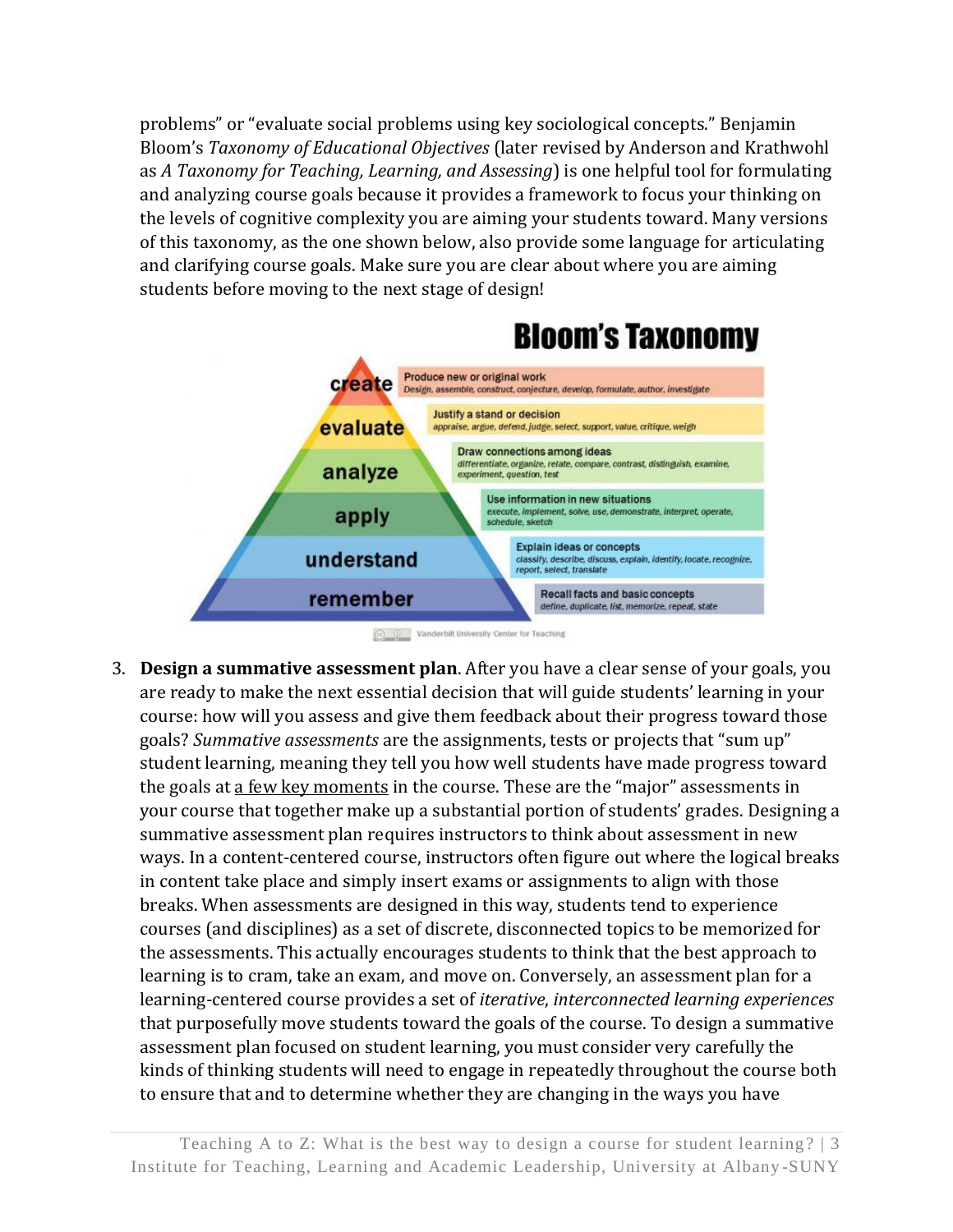problems" or "evaluate social problems using key sociological concepts." Benjamin Bloom's *Taxonomy of Educational Objectives* (later revised by Anderson and Krathwohl as *A Taxonomy for Teaching, Learning, and Assessing*) is one helpful tool for formulating and analyzing course goals because it provides a framework to focus your thinking on the levels of cognitive complexity you are aiming your students toward. Many versions of this taxonomy, as the one shown below, also provide some language for articulating and clarifying course goals. Make sure you are clear about where you are aiming students before moving to the next stage of design!

**Bloom's Taxonomy**

| Level | Description |
| --- | --- |
| create | Produce new or original work — *Design, assemble, construct, conjecture, develop, formulate, author, investigate* |
| evaluate | Justify a stand or decision — *appraise, argue, defend, judge, select, support, value, critique, weigh* |
| analyze | Draw connections among ideas — *differentiate, organize, relate, compare, contrast, distinguish, examine, experiment, question, test* |
| apply | Use information in new situations — *execute, implement, solve, use, demonstrate, interpret, operate, schedule, sketch* |
| understand | Explain ideas or concepts — *classify, describe, discuss, explain, identify, locate, recognize, report, select, translate* |
| remember | Recall facts and basic concepts — *define, duplicate, list, memorize, repeat, state* |

Vanderbilt University Center for Teaching

3. **Design a summative assessment plan**. After you have a clear sense of your goals, you are ready to make the next essential decision that will guide students' learning in your course: how will you assess and give them feedback about their progress toward those goals? *Summative assessments* are the assignments, tests or projects that "sum up" student learning, meaning they tell you how well students have made progress toward the goals at a few key moments in the course. These are the "major" assessments in your course that together make up a substantial portion of students' grades. Designing a summative assessment plan requires instructors to think about assessment in new ways. In a content-centered course, instructors often figure out where the logical breaks in content take place and simply insert exams or assignments to align with those breaks. When assessments are designed in this way, students tend to experience courses (and disciplines) as a set of discrete, disconnected topics to be memorized for the assessments. This actually encourages students to think that the best approach to learning is to cram, take an exam, and move on. Conversely, an assessment plan for a learning-centered course provides a set of *iterative*, *interconnected learning experiences* that purposefully move students toward the goals of the course. To design a summative assessment plan focused on student learning, you must consider very carefully the kinds of thinking students will need to engage in repeatedly throughout the course both to ensure that and to determine whether they are changing in the ways you have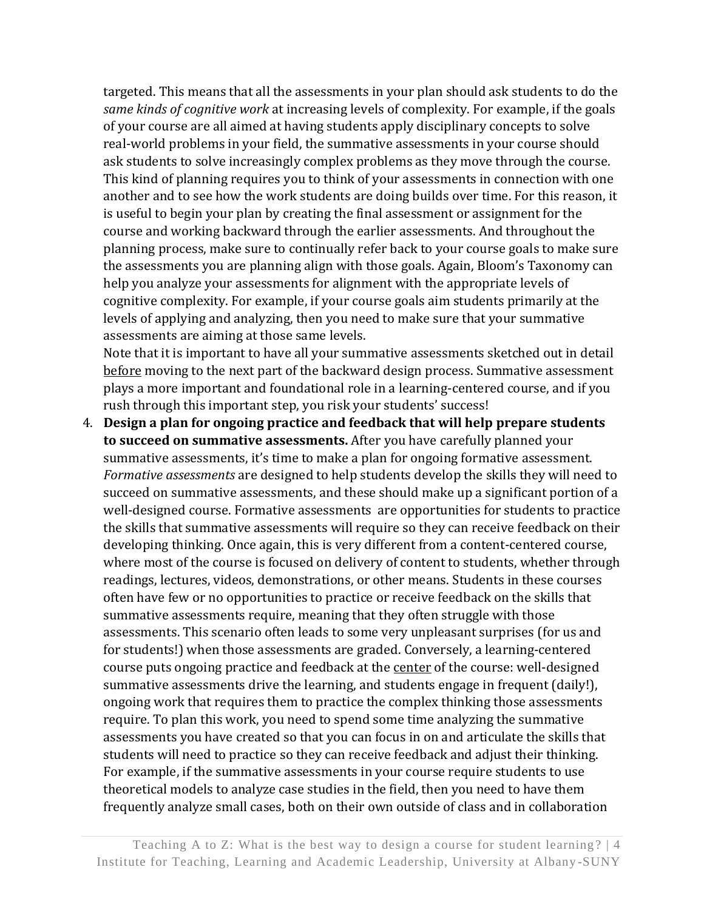targeted. This means that all the assessments in your plan should ask students to do the *same kinds of cognitive work* at increasing levels of complexity. For example, if the goals of your course are all aimed at having students apply disciplinary concepts to solve real-world problems in your field, the summative assessments in your course should ask students to solve increasingly complex problems as they move through the course. This kind of planning requires you to think of your assessments in connection with one another and to see how the work students are doing builds over time. For this reason, it is useful to begin your plan by creating the final assessment or assignment for the course and working backward through the earlier assessments. And throughout the planning process, make sure to continually refer back to your course goals to make sure the assessments you are planning align with those goals. Again, Bloom's Taxonomy can help you analyze your assessments for alignment with the appropriate levels of cognitive complexity. For example, if your course goals aim students primarily at the levels of applying and analyzing, then you need to make sure that your summative assessments are aiming at those same levels.

Note that it is important to have all your summative assessments sketched out in detail <u>before</u> moving to the next part of the backward design process. Summative assessment plays a more important and foundational role in a learning-centered course, and if you rush through this important step, you risk your students' success!

4. **Design a plan for ongoing practice and feedback that will help prepare students to succeed on summative assessments.** After you have carefully planned your summative assessments, it's time to make a plan for ongoing formative assessment. *Formative assessments* are designed to help students develop the skills they will need to succeed on summative assessments, and these should make up a significant portion of a well-designed course. Formative assessments are opportunities for students to practice the skills that summative assessments will require so they can receive feedback on their developing thinking. Once again, this is very different from a content-centered course, where most of the course is focused on delivery of content to students, whether through readings, lectures, videos, demonstrations, or other means. Students in these courses often have few or no opportunities to practice or receive feedback on the skills that summative assessments require, meaning that they often struggle with those assessments. This scenario often leads to some very unpleasant surprises (for us and for students!) when those assessments are graded. Conversely, a learning-centered course puts ongoing practice and feedback at the <u>center</u> of the course: well-designed summative assessments drive the learning, and students engage in frequent (daily!), ongoing work that requires them to practice the complex thinking those assessments require. To plan this work, you need to spend some time analyzing the summative assessments you have created so that you can focus in on and articulate the skills that students will need to practice so they can receive feedback and adjust their thinking. For example, if the summative assessments in your course require students to use theoretical models to analyze case studies in the field, then you need to have them frequently analyze small cases, both on their own outside of class and in collaboration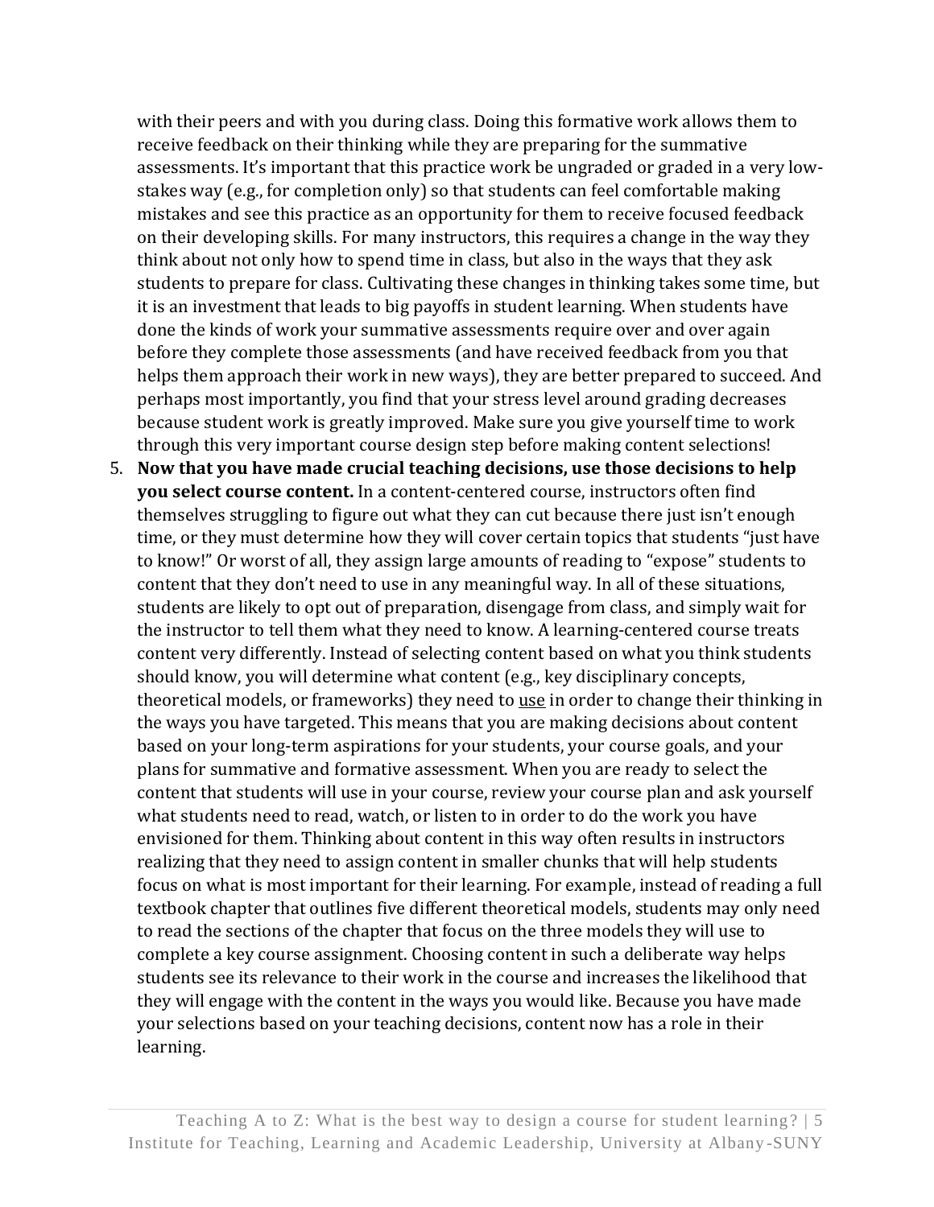with their peers and with you during class. Doing this formative work allows them to receive feedback on their thinking while they are preparing for the summative assessments. It's important that this practice work be ungraded or graded in a very low-stakes way (e.g., for completion only) so that students can feel comfortable making mistakes and see this practice as an opportunity for them to receive focused feedback on their developing skills. For many instructors, this requires a change in the way they think about not only how to spend time in class, but also in the ways that they ask students to prepare for class. Cultivating these changes in thinking takes some time, but it is an investment that leads to big payoffs in student learning. When students have done the kinds of work your summative assessments require over and over again before they complete those assessments (and have received feedback from you that helps them approach their work in new ways), they are better prepared to succeed. And perhaps most importantly, you find that your stress level around grading decreases because student work is greatly improved. Make sure you give yourself time to work through this very important course design step before making content selections!

5. **Now that you have made crucial teaching decisions, use those decisions to help you select course content.** In a content-centered course, instructors often find themselves struggling to figure out what they can cut because there just isn't enough time, or they must determine how they will cover certain topics that students "just have to know!" Or worst of all, they assign large amounts of reading to "expose" students to content that they don't need to use in any meaningful way. In all of these situations, students are likely to opt out of preparation, disengage from class, and simply wait for the instructor to tell them what they need to know. A learning-centered course treats content very differently. Instead of selecting content based on what you think students should know, you will determine what content (e.g., key disciplinary concepts, theoretical models, or frameworks) they need to <u>use</u> in order to change their thinking in the ways you have targeted. This means that you are making decisions about content based on your long-term aspirations for your students, your course goals, and your plans for summative and formative assessment. When you are ready to select the content that students will use in your course, review your course plan and ask yourself what students need to read, watch, or listen to in order to do the work you have envisioned for them. Thinking about content in this way often results in instructors realizing that they need to assign content in smaller chunks that will help students focus on what is most important for their learning. For example, instead of reading a full textbook chapter that outlines five different theoretical models, students may only need to read the sections of the chapter that focus on the three models they will use to complete a key course assignment. Choosing content in such a deliberate way helps students see its relevance to their work in the course and increases the likelihood that they will engage with the content in the ways you would like. Because you have made your selections based on your teaching decisions, content now has a role in their learning.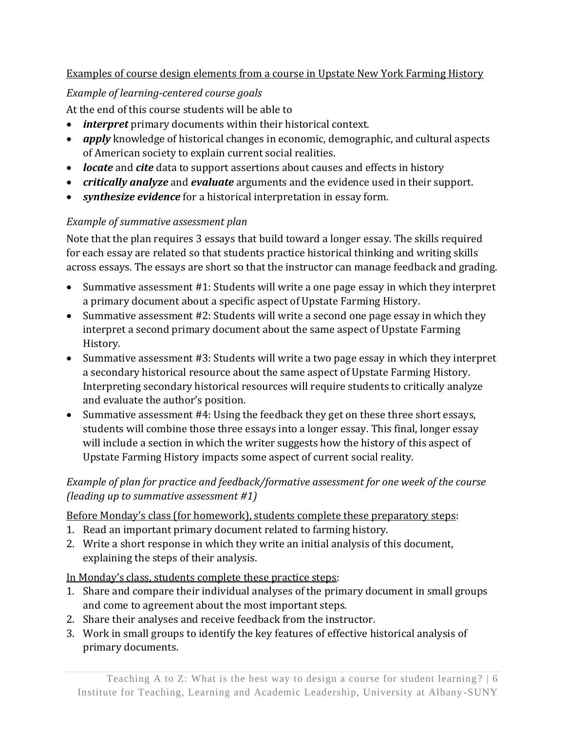<u>Examples of course design elements from a course in Upstate New York Farming History</u>

*Example of learning-centered course goals*

At the end of this course students will be able to

- ***interpret*** primary documents within their historical context.
- ***apply*** knowledge of historical changes in economic, demographic, and cultural aspects of American society to explain current social realities.
- ***locate*** and ***cite*** data to support assertions about causes and effects in history
- ***critically analyze*** and ***evaluate*** arguments and the evidence used in their support.
- ***synthesize evidence*** for a historical interpretation in essay form.

*Example of summative assessment plan*

Note that the plan requires 3 essays that build toward a longer essay. The skills required for each essay are related so that students practice historical thinking and writing skills across essays. The essays are short so that the instructor can manage feedback and grading.

- Summative assessment #1: Students will write a one page essay in which they interpret a primary document about a specific aspect of Upstate Farming History.
- Summative assessment #2: Students will write a second one page essay in which they interpret a second primary document about the same aspect of Upstate Farming History.
- Summative assessment #3: Students will write a two page essay in which they interpret a secondary historical resource about the same aspect of Upstate Farming History. Interpreting secondary historical resources will require students to critically analyze and evaluate the author's position.
- Summative assessment #4: Using the feedback they get on these three short essays, students will combine those three essays into a longer essay. This final, longer essay will include a section in which the writer suggests how the history of this aspect of Upstate Farming History impacts some aspect of current social reality.

*Example of plan for practice and feedback/formative assessment for one week of the course (leading up to summative assessment #1)*

<u>Before Monday's class (for homework), students complete these preparatory steps</u>:

1. Read an important primary document related to farming history.
2. Write a short response in which they write an initial analysis of this document, explaining the steps of their analysis.

<u>In Monday's class, students complete these practice steps</u>:

1. Share and compare their individual analyses of the primary document in small groups and come to agreement about the most important steps.
2. Share their analyses and receive feedback from the instructor.
3. Work in small groups to identify the key features of effective historical analysis of primary documents.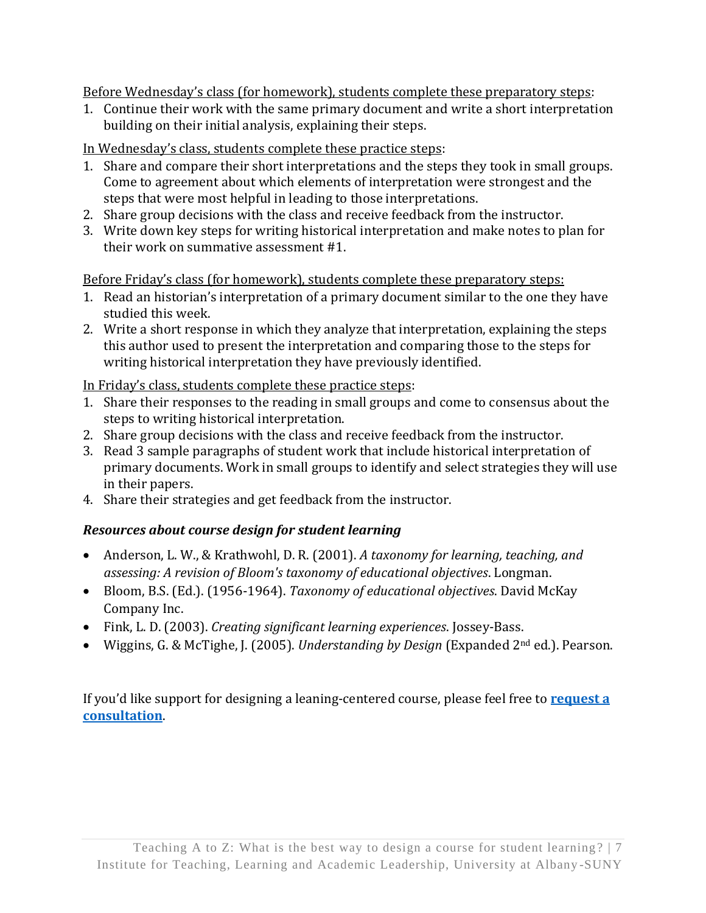Before Wednesday's class (for homework), students complete these preparatory steps:

1. Continue their work with the same primary document and write a short interpretation building on their initial analysis, explaining their steps.

In Wednesday's class, students complete these practice steps:

1. Share and compare their short interpretations and the steps they took in small groups. Come to agreement about which elements of interpretation were strongest and the steps that were most helpful in leading to those interpretations.
2. Share group decisions with the class and receive feedback from the instructor.
3. Write down key steps for writing historical interpretation and make notes to plan for their work on summative assessment #1.

Before Friday's class (for homework), students complete these preparatory steps:

1. Read an historian's interpretation of a primary document similar to the one they have studied this week.
2. Write a short response in which they analyze that interpretation, explaining the steps this author used to present the interpretation and comparing those to the steps for writing historical interpretation they have previously identified.

In Friday's class, students complete these practice steps:

1. Share their responses to the reading in small groups and come to consensus about the steps to writing historical interpretation.
2. Share group decisions with the class and receive feedback from the instructor.
3. Read 3 sample paragraphs of student work that include historical interpretation of primary documents. Work in small groups to identify and select strategies they will use in their papers.
4. Share their strategies and get feedback from the instructor.

### *Resources about course design for student learning*

- Anderson, L. W., & Krathwohl, D. R. (2001). *A taxonomy for learning, teaching, and assessing: A revision of Bloom's taxonomy of educational objectives*. Longman.
- Bloom, B.S. (Ed.). (1956-1964). *Taxonomy of educational objectives*. David McKay Company Inc.
- Fink, L. D. (2003). *Creating significant learning experiences*. Jossey-Bass.
- Wiggins, G. & McTighe, J. (2005). *Understanding by Design* (Expanded 2nd ed.). Pearson.

If you'd like support for designing a leaning-centered course, please feel free to **request a consultation**.